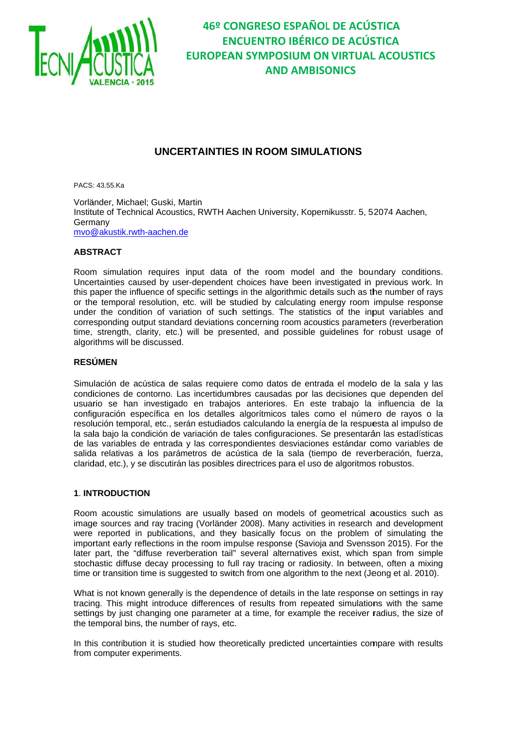# 46º CONGRESO ESPAÑOL DE ACÚSTICA ENCUENTRO IBÉRICO DE ACÚSTICA EUROPEAN SYMPOSIUM ON VIRTUAL ACOUSTICS AND AMBISONICS

## UNCERTAINTIES IN ROOM SIMULATIONS

PACS: 43.55.Ka

Vorländer, Michael; Guski, Martin
Institute of Technical Acoustics, RWTH Aachen University, Kopernikusstr. 5, 52074 Aachen, Germany
mvo@akustik.rwth-aachen.de

### ABSTRACT

Room simulation requires input data of the room model and the boundary conditions. Uncertainties caused by user-dependent choices have been investigated in previous work. In this paper the influence of specific settings in the algorithmic details such as the number of rays or the temporal resolution, etc. will be studied by calculating energy room impulse response under the condition of variation of such settings. The statistics of the input variables and corresponding output standard deviations concerning room acoustics parameters (reverberation time, strength, clarity, etc.) will be presented, and possible guidelines for robust usage of algorithms will be discussed.

### RESÚMEN

Simulación de acústica de salas requiere como datos de entrada el modelo de la sala y las condiciones de contorno. Las incertidumbres causadas por las decisiones que dependen del usuario se han investigado en trabajos anteriores. En este trabajo la influencia de la configuración específica en los detalles algorítmicos tales como el número de rayos o la resolución temporal, etc., serán estudiados calculando la energía de la respuesta al impulso de la sala bajo la condición de variación de tales configuraciones. Se presentarán las estadísticas de las variables de entrada y las correspondientes desviaciones estándar como variables de salida relativas a los parámetros de acústica de la sala (tiempo de reverberación, fuerza, claridad, etc.), y se discutirán las posibles directrices para el uso de algoritmos robustos.

### 1. INTRODUCTION

Room acoustic simulations are usually based on models of geometrical acoustics such as image sources and ray tracing (Vorländer 2008). Many activities in research and development were reported in publications, and they basically focus on the problem of simulating the important early reflections in the room impulse response (Savioja and Svensson 2015). For the later part, the "diffuse reverberation tail" several alternatives exist, which span from simple stochastic diffuse decay processing to full ray tracing or radiosity. In between, often a mixing time or transition time is suggested to switch from one algorithm to the next (Jeong et al. 2010).

What is not known generally is the dependence of details in the late response on settings in ray tracing. This might introduce differences of results from repeated simulations with the same settings by just changing one parameter at a time, for example the receiver radius, the size of the temporal bins, the number of rays, etc.

In this contribution it is studied how theoretically predicted uncertainties compare with results from computer experiments.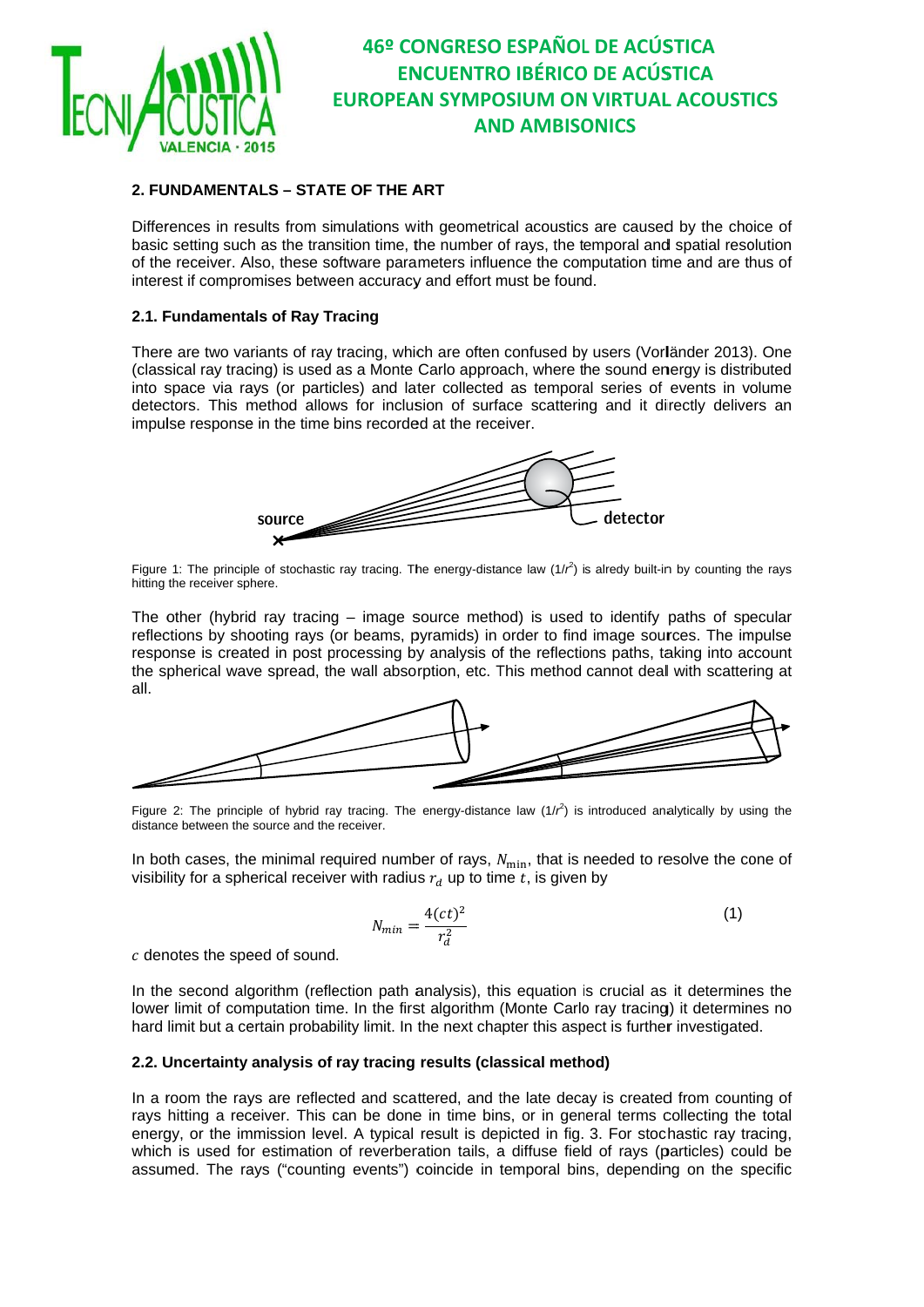## 2. FUNDAMENTALS – STATE OF THE ART

Differences in results from simulations with geometrical acoustics are caused by the choice of basic setting such as the transition time, the number of rays, the temporal and spatial resolution of the receiver. Also, these software parameters influence the computation time and are thus of interest if compromises between accuracy and effort must be found.

### 2.1. Fundamentals of Ray Tracing

There are two variants of ray tracing, which are often confused by users (Vorländer 2013). One (classical ray tracing) is used as a Monte Carlo approach, where the sound energy is distributed into space via rays (or particles) and later collected as temporal series of events in volume detectors. This method allows for inclusion of surface scattering and it directly delivers an impulse response in the time bins recorded at the receiver.

Figure 1: The principle of stochastic ray tracing. The energy-distance law ($1/r^2$) is alredy built-in by counting the rays hitting the receiver sphere.

The other (hybrid ray tracing – image source method) is used to identify paths of specular reflections by shooting rays (or beams, pyramids) in order to find image sources. The impulse response is created in post processing by analysis of the reflections paths, taking into account the spherical wave spread, the wall absorption, etc. This method cannot deal with scattering at all.

Figure 2: The principle of hybrid ray tracing. The energy-distance law ($1/r^2$) is introduced analytically by using the distance between the source and the receiver.

In both cases, the minimal required number of rays, $N_{\min}$, that is needed to resolve the cone of visibility for a spherical receiver with radius $r_d$ up to time $t$, is given by

$$N_{min} = \frac{4(ct)^2}{r_d^2} \qquad (1)$$

$c$ denotes the speed of sound.

In the second algorithm (reflection path analysis), this equation is crucial as it determines the lower limit of computation time. In the first algorithm (Monte Carlo ray tracing) it determines no hard limit but a certain probability limit. In the next chapter this aspect is further investigated.

### 2.2. Uncertainty analysis of ray tracing results (classical method)

In a room the rays are reflected and scattered, and the late decay is created from counting of rays hitting a receiver. This can be done in time bins, or in general terms collecting the total energy, or the immission level. A typical result is depicted in fig. 3. For stochastic ray tracing, which is used for estimation of reverberation tails, a diffuse field of rays (particles) could be assumed. The rays ("counting events") coincide in temporal bins, depending on the specific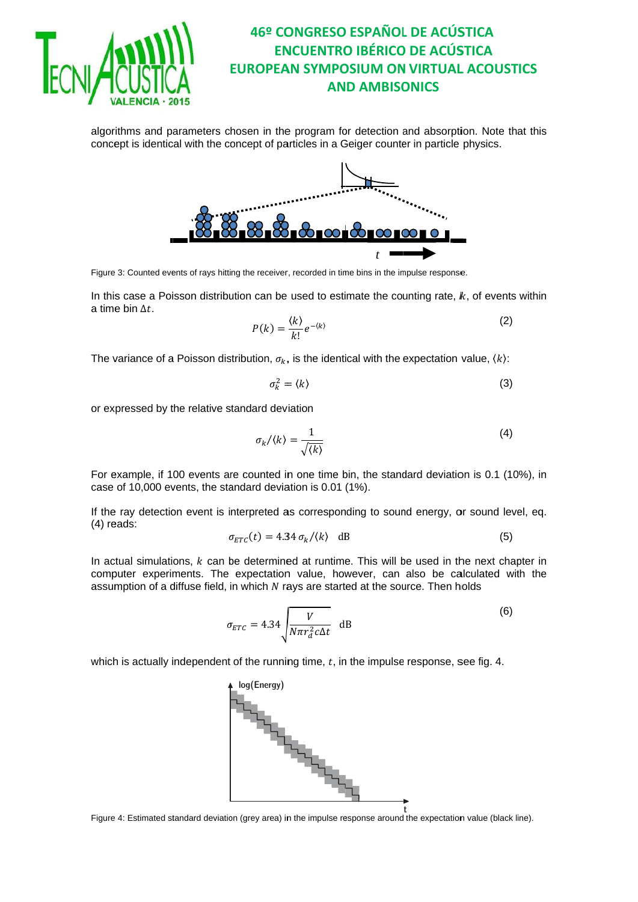algorithms and parameters chosen in the program for detection and absorption. Note that this concept is identical with the concept of particles in a Geiger counter in particle physics.

Figure 3: Counted events of rays hitting the receiver, recorded in time bins in the impulse response.

In this case a Poisson distribution can be used to estimate the counting rate, $k$, of events within a time bin $\Delta t$.

$$P(k) = \frac{\langle k \rangle}{k!} e^{-\langle k \rangle} \tag{2}$$

The variance of a Poisson distribution, $\sigma_k$, is the identical with the expectation value, $\langle k \rangle$:

$$\sigma_k^2 = \langle k \rangle \tag{3}$$

or expressed by the relative standard deviation

$$\sigma_k / \langle k \rangle = \frac{1}{\sqrt{\langle k \rangle}} \tag{4}$$

For example, if 100 events are counted in one time bin, the standard deviation is 0.1 (10%), in case of 10,000 events, the standard deviation is 0.01 (1%).

If the ray detection event is interpreted as corresponding to sound energy, or sound level, eq. (4) reads:

$$\sigma_{ETC}(t) = 4.34\, \sigma_k / \langle k \rangle \quad \text{dB} \tag{5}$$

In actual simulations, $k$ can be determined at runtime. This will be used in the next chapter in computer experiments. The expectation value, however, can also be calculated with the assumption of a diffuse field, in which $N$ rays are started at the source. Then holds

$$\sigma_{ETC} = 4.34 \sqrt{\frac{V}{N \pi r_d^2 c \Delta t}} \quad \text{dB} \tag{6}$$

which is actually independent of the running time, $t$, in the impulse response, see fig. 4.

Figure 4: Estimated standard deviation (grey area) in the impulse response around the expectation value (black line).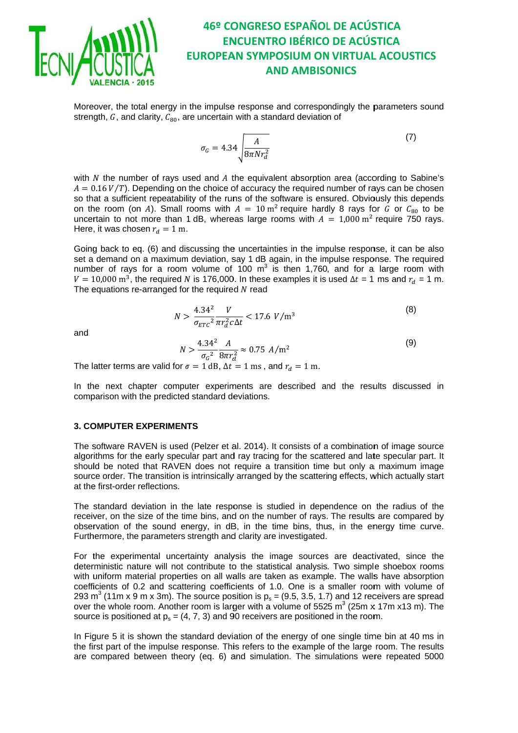Moreover, the total energy in the impulse response and correspondingly the parameters sound strength, $G$, and clarity, $C_{80}$, are uncertain with a standard deviation of

$$\sigma_G = 4.34\sqrt{\frac{A}{8\pi N r_d^2}} \tag{7}$$

with $N$ the number of rays used and $A$ the equivalent absorption area (according to Sabine's $A = 0.16\,V/T$). Depending on the choice of accuracy the required number of rays can be chosen so that a sufficient repeatability of the runs of the software is ensured. Obviously this depends on the room (on $A$). Small rooms with $A = 10\ \mathrm{m}^2$ require hardly 8 rays for $G$ or $C_{80}$ to be uncertain to not more than 1 dB, whereas large rooms with $A = 1{,}000\ \mathrm{m}^2$ require 750 rays. Here, it was chosen $r_d = 1\ \mathrm{m}$.

Going back to eq. (6) and discussing the uncertainties in the impulse response, it can be also set a demand on a maximum deviation, say 1 dB again, in the impulse response. The required number of rays for a room volume of 100 m$^3$ is then 1,760, and for a large room with $V = 10{,}000\ \mathrm{m}^3$, the required $N$ is 176,000. In these examples it is used $\Delta t$ = 1 ms and $r_d$ = 1 m. The equations re-arranged for the required $N$ read

$$N > \frac{4.34^2}{\sigma_{ETC}{}^2}\frac{V}{\pi r_d^2 c \Delta t} < 17.6\ V/\mathrm{m}^3 \tag{8}$$

and

$$N > \frac{4.34^2}{\sigma_G{}^2}\frac{A}{8\pi r_d^2} \approx 0.75\ A/\mathrm{m}^2 \tag{9}$$

The latter terms are valid for $\sigma = 1\ \mathrm{dB}$, $\Delta t = 1\ \mathrm{ms}$ , and $r_d = 1\ \mathrm{m}$.

In the next chapter computer experiments are described and the results discussed in comparison with the predicted standard deviations.

### 3. COMPUTER EXPERIMENTS

The software RAVEN is used (Pelzer et al. 2014). It consists of a combination of image source algorithms for the early specular part and ray tracing for the scattered and late specular part. It should be noted that RAVEN does not require a transition time but only a maximum image source order. The transition is intrinsically arranged by the scattering effects, which actually start at the first-order reflections.

The standard deviation in the late response is studied in dependence on the radius of the receiver, on the size of the time bins, and on the number of rays. The results are compared by observation of the sound energy, in dB, in the time bins, thus, in the energy time curve. Furthermore, the parameters strength and clarity are investigated.

For the experimental uncertainty analysis the image sources are deactivated, since the deterministic nature will not contribute to the statistical analysis. Two simple shoebox rooms with uniform material properties on all walls are taken as example. The walls have absorption coefficients of 0.2 and scattering coefficients of 1.0. One is a smaller room with volume of 293 m$^3$ (11m x 9 m x 3m). The source position is $p_s$ = (9.5, 3.5, 1.7) and 12 receivers are spread over the whole room. Another room is larger with a volume of 5525 m$^3$ (25m x 17m x13 m). The source is positioned at $p_s$ = (4, 7, 3) and 90 receivers are positioned in the room.

In Figure 5 it is shown the standard deviation of the energy of one single time bin at 40 ms in the first part of the impulse response. This refers to the example of the large room. The results are compared between theory (eq. 6) and simulation. The simulations were repeated 5000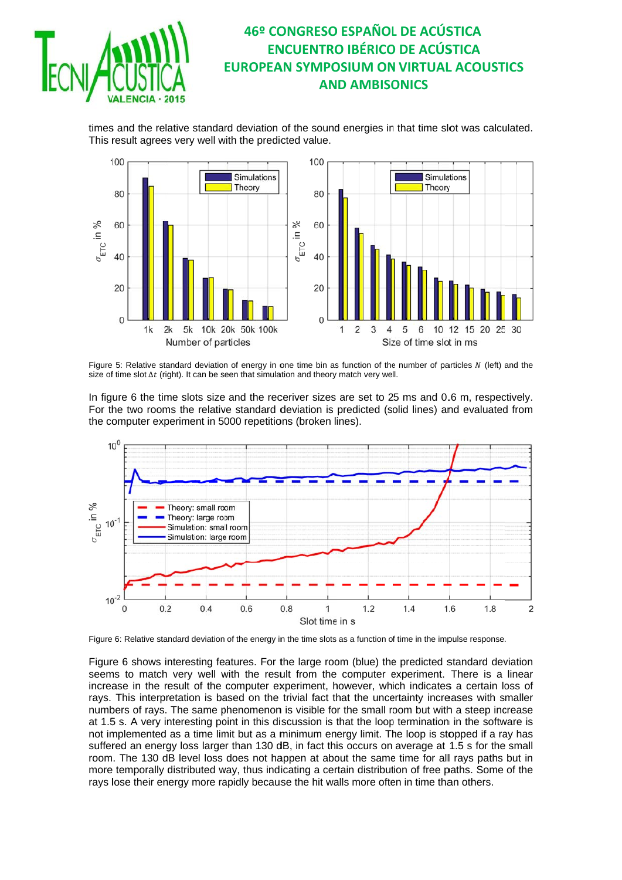times and the relative standard deviation of the sound energies in that time slot was calculated. This result agrees very well with the predicted value.

Figure 5: Relative standard deviation of energy in one time bin as function of the number of particles $N$ (left) and the size of time slot $\Delta t$ (right). It can be seen that simulation and theory match very well.

In figure 6 the time slots size and the receriver sizes are set to 25 ms and 0.6 m, respectively. For the two rooms the relative standard deviation is predicted (solid lines) and evaluated from the computer experiment in 5000 repetitions (broken lines).

Figure 6: Relative standard deviation of the energy in the time slots as a function of time in the impulse response.

Figure 6 shows interesting features. For the large room (blue) the predicted standard deviation seems to match very well with the result from the computer experiment. There is a linear increase in the result of the computer experiment, however, which indicates a certain loss of rays. This interpretation is based on the trivial fact that the uncertainty increases with smaller numbers of rays. The same phenomenon is visible for the small room but with a steep increase at 1.5 s. A very interesting point in this discussion is that the loop termination in the software is not implemented as a time limit but as a minimum energy limit. The loop is stopped if a ray has suffered an energy loss larger than 130 dB, in fact this occurs on average at 1.5 s for the small room. The 130 dB level loss does not happen at about the same time for all rays paths but in more temporally distributed way, thus indicating a certain distribution of free paths. Some of the rays lose their energy more rapidly because the hit walls more often in time than others.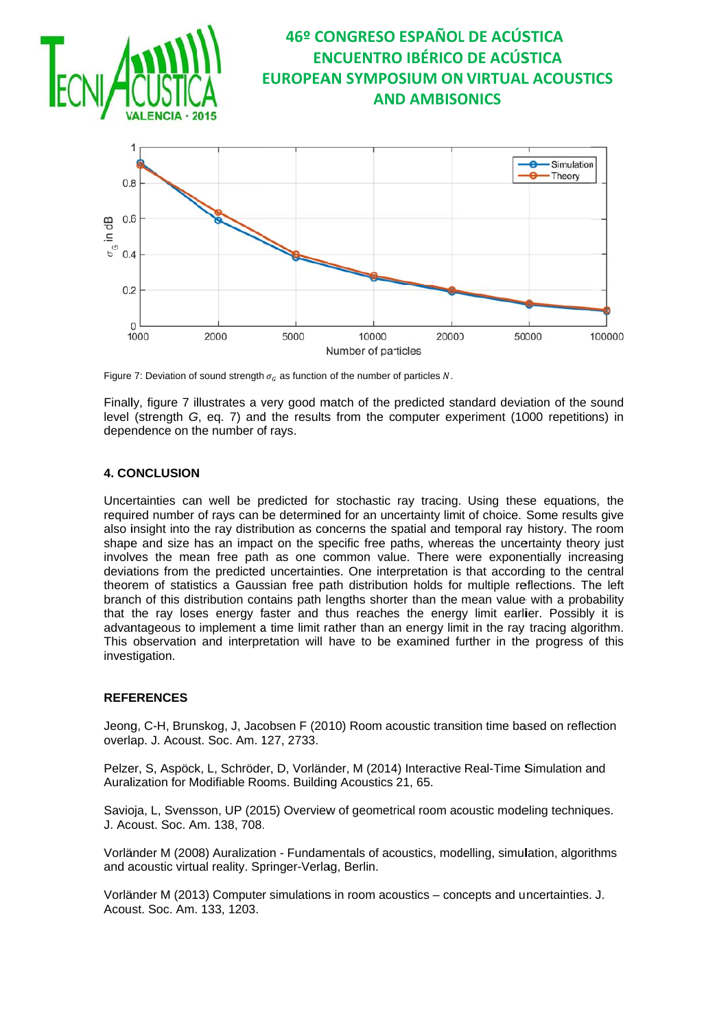1

0.8

0.6

0.4

0.2

0

$\sigma_G$ in dB

1000 2000 5000 10000 20000 50000 100000

Number of particles

Simulation

Theory

Figure 7: Deviation of sound strength $\sigma_G$ as function of the number of particles $N$.

Finally, figure 7 illustrates a very good match of the predicted standard deviation of the sound level (strength $G$, eq. 7) and the results from the computer experiment (1000 repetitions) in dependence on the number of rays.

## 4. CONCLUSION

Uncertainties can well be predicted for stochastic ray tracing. Using these equations, the required number of rays can be determined for an uncertainty limit of choice. Some results give also insight into the ray distribution as concerns the spatial and temporal ray history. The room shape and size has an impact on the specific free paths, whereas the uncertainty theory just involves the mean free path as one common value. There were exponentially increasing deviations from the predicted uncertainties. One interpretation is that according to the central theorem of statistics a Gaussian free path distribution holds for multiple reflections. The left branch of this distribution contains path lengths shorter than the mean value with a probability that the ray loses energy faster and thus reaches the energy limit earlier. Possibly it is advantageous to implement a time limit rather than an energy limit in the ray tracing algorithm. This observation and interpretation will have to be examined further in the progress of this investigation.

## REFERENCES

Jeong, C-H, Brunskog, J, Jacobsen F (2010) Room acoustic transition time based on reflection overlap. J. Acoust. Soc. Am. 127, 2733.

Pelzer, S, Aspöck, L, Schröder, D, Vorländer, M (2014) Interactive Real-Time Simulation and Auralization for Modifiable Rooms. Building Acoustics 21, 65.

Savioja, L, Svensson, UP (2015) Overview of geometrical room acoustic modeling techniques. J. Acoust. Soc. Am. 138, 708.

Vorländer M (2008) Auralization - Fundamentals of acoustics, modelling, simulation, algorithms and acoustic virtual reality. Springer-Verlag, Berlin.

Vorländer M (2013) Computer simulations in room acoustics – concepts and uncertainties. J. Acoust. Soc. Am. 133, 1203.